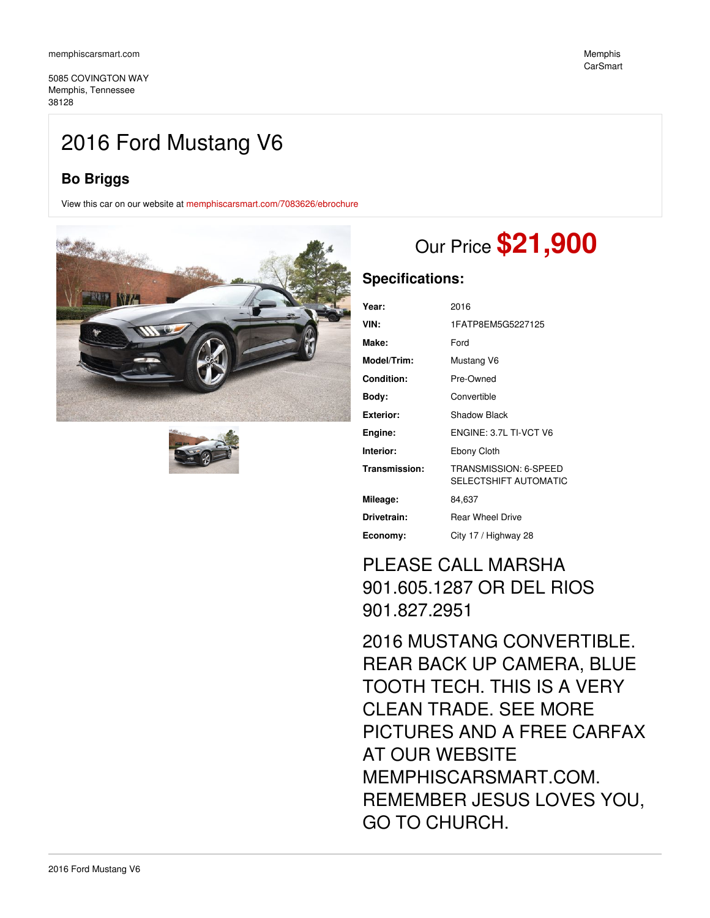memphiscarsmart.com

5085 COVINGTON WAY
Memphis, Tennessee
38128

Memphis CarSmart

# 2016 Ford Mustang V6

### Bo Briggs

View this car on our website at memphiscarsmart.com/7083626/ebrochure

Our Price **$21,900**

## Specifications:

| | |
|---|---|
| **Year:** | 2016 |
| **VIN:** | 1FATP8EM5G5227125 |
| **Make:** | Ford |
| **Model/Trim:** | Mustang V6 |
| **Condition:** | Pre-Owned |
| **Body:** | Convertible |
| **Exterior:** | Shadow Black |
| **Engine:** | ENGINE: 3.7L TI-VCT V6 |
| **Interior:** | Ebony Cloth |
| **Transmission:** | TRANSMISSION: 6-SPEED SELECTSHIFT AUTOMATIC |
| **Mileage:** | 84,637 |
| **Drivetrain:** | Rear Wheel Drive |
| **Economy:** | City 17 / Highway 28 |

PLEASE CALL MARSHA 901.605.1287 OR DEL RIOS 901.827.2951

2016 MUSTANG CONVERTIBLE. REAR BACK UP CAMERA, BLUE TOOTH TECH. THIS IS A VERY CLEAN TRADE. SEE MORE PICTURES AND A FREE CARFAX AT OUR WEBSITE MEMPHISCARSMART.COM. REMEMBER JESUS LOVES YOU, GO TO CHURCH.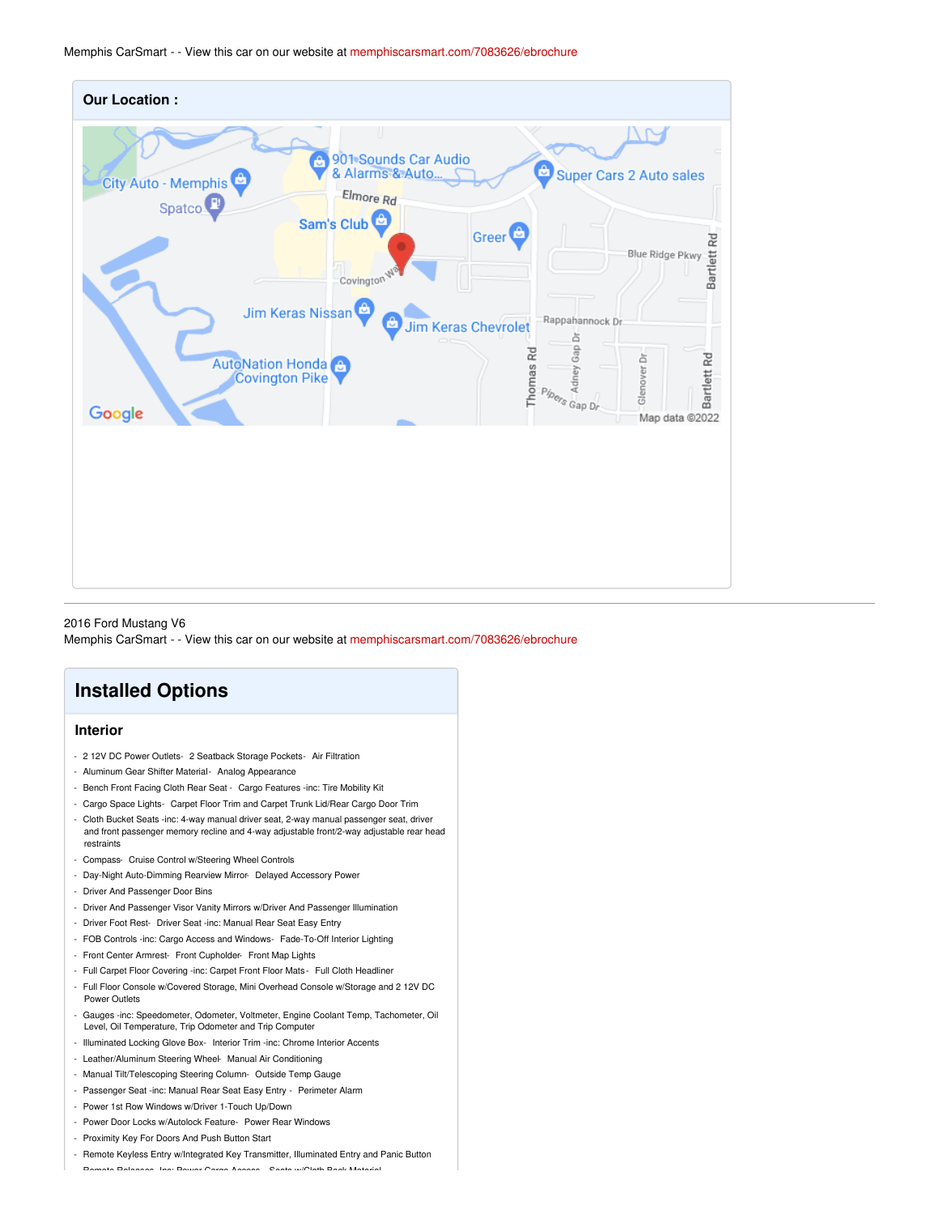Memphis CarSmart - - View this car on our website at memphiscarsmart.com/7083626/ebrochure

## Our Location :

2016 Ford Mustang V6
Memphis CarSmart - - View this car on our website at memphiscarsmart.com/7083626/ebrochure

# Installed Options

## Interior

- 2 12V DC Power Outlets- 2 Seatback Storage Pockets- Air Filtration
- Aluminum Gear Shifter Material- Analog Appearance
- Bench Front Facing Cloth Rear Seat - Cargo Features -inc: Tire Mobility Kit
- Cargo Space Lights- Carpet Floor Trim and Carpet Trunk Lid/Rear Cargo Door Trim
- Cloth Bucket Seats -inc: 4-way manual driver seat, 2-way manual passenger seat, driver and front passenger memory recline and 4-way adjustable front/2-way adjustable rear head restraints
- Compass- Cruise Control w/Steering Wheel Controls
- Day-Night Auto-Dimming Rearview Mirror- Delayed Accessory Power
- Driver And Passenger Door Bins
- Driver And Passenger Visor Vanity Mirrors w/Driver And Passenger Illumination
- Driver Foot Rest- Driver Seat -inc: Manual Rear Seat Easy Entry
- FOB Controls -inc: Cargo Access and Windows- Fade-To-Off Interior Lighting
- Front Center Armrest- Front Cupholder- Front Map Lights
- Full Carpet Floor Covering -inc: Carpet Front Floor Mats - Full Cloth Headliner
- Full Floor Console w/Covered Storage, Mini Overhead Console w/Storage and 2 12V DC Power Outlets
- Gauges -inc: Speedometer, Odometer, Voltmeter, Engine Coolant Temp, Tachometer, Oil Level, Oil Temperature, Trip Odometer and Trip Computer
- Illuminated Locking Glove Box- Interior Trim -inc: Chrome Interior Accents
- Leather/Aluminum Steering Wheel- Manual Air Conditioning
- Manual Tilt/Telescoping Steering Column- Outside Temp Gauge
- Passenger Seat -inc: Manual Rear Seat Easy Entry - Perimeter Alarm
- Power 1st Row Windows w/Driver 1-Touch Up/Down
- Power Door Locks w/Autolock Feature- Power Rear Windows
- Proximity Key For Doors And Push Button Start
- Remote Keyless Entry w/Integrated Key Transmitter, Illuminated Entry and Panic Button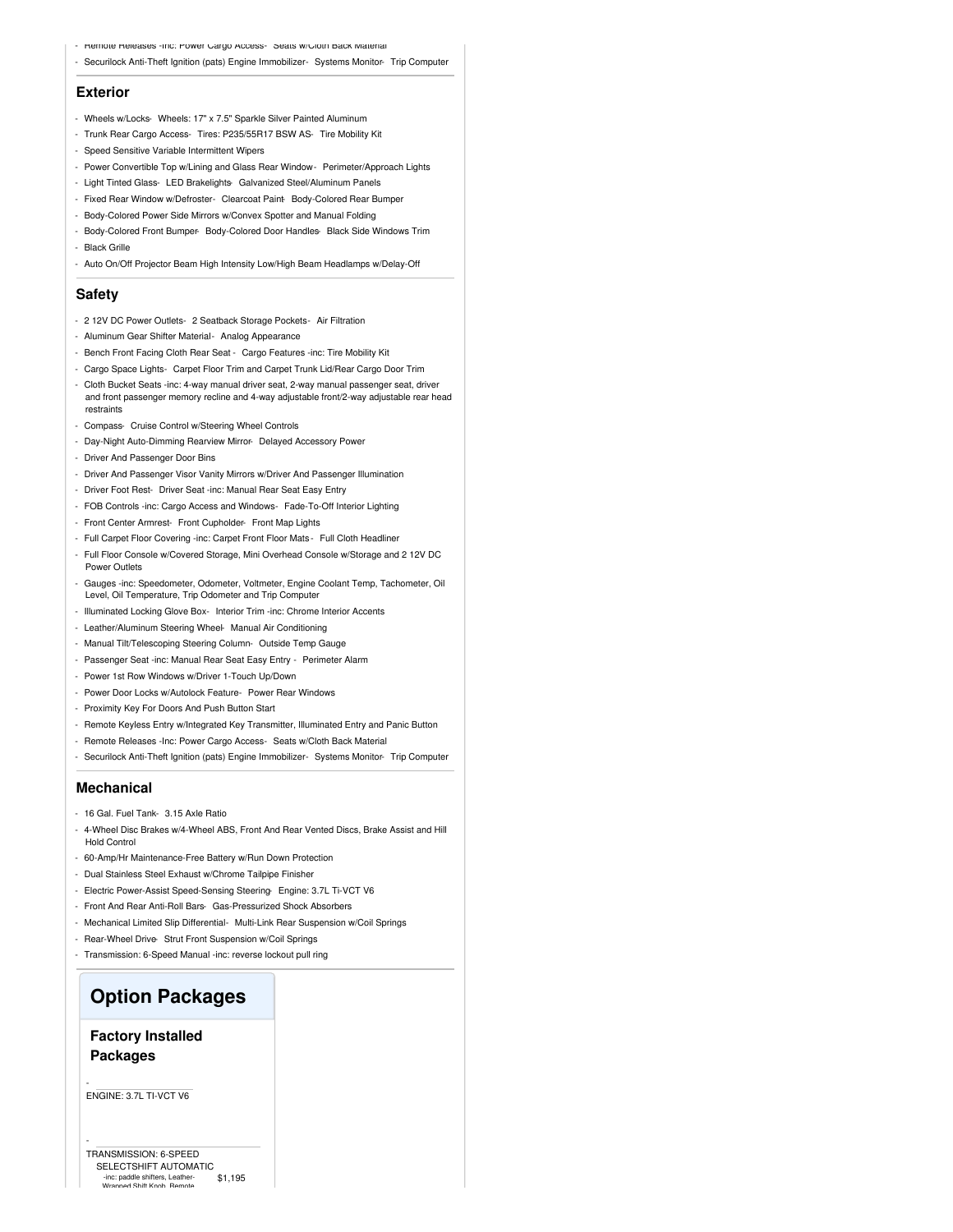- Remote Releases -Inc: Power Cargo Access- Seats w/Cloth Back Material
- Securilock Anti-Theft Ignition (pats) Engine Immobilizer- Systems Monitor- Trip Computer

## Exterior

- Wheels w/Locks- Wheels: 17" x 7.5" Sparkle Silver Painted Aluminum
- Trunk Rear Cargo Access- Tires: P235/55R17 BSW AS- Tire Mobility Kit
- Speed Sensitive Variable Intermittent Wipers
- Power Convertible Top w/Lining and Glass Rear Window - Perimeter/Approach Lights
- Light Tinted Glass- LED Brakelights- Galvanized Steel/Aluminum Panels
- Fixed Rear Window w/Defroster- Clearcoat Paint- Body-Colored Rear Bumper
- Body-Colored Power Side Mirrors w/Convex Spotter and Manual Folding
- Body-Colored Front Bumper- Body-Colored Door Handles- Black Side Windows Trim
- Black Grille
- Auto On/Off Projector Beam High Intensity Low/High Beam Headlamps w/Delay-Off

## Safety

- 2 12V DC Power Outlets- 2 Seatback Storage Pockets- Air Filtration
- Aluminum Gear Shifter Material- Analog Appearance
- Bench Front Facing Cloth Rear Seat - Cargo Features -inc: Tire Mobility Kit
- Cargo Space Lights- Carpet Floor Trim and Carpet Trunk Lid/Rear Cargo Door Trim
- Cloth Bucket Seats -inc: 4-way manual driver seat, 2-way manual passenger seat, driver and front passenger memory recline and 4-way adjustable front/2-way adjustable rear head restraints
- Compass- Cruise Control w/Steering Wheel Controls
- Day-Night Auto-Dimming Rearview Mirror- Delayed Accessory Power
- Driver And Passenger Door Bins
- Driver And Passenger Visor Vanity Mirrors w/Driver And Passenger Illumination
- Driver Foot Rest- Driver Seat -inc: Manual Rear Seat Easy Entry
- FOB Controls -inc: Cargo Access and Windows- Fade-To-Off Interior Lighting
- Front Center Armrest- Front Cupholder- Front Map Lights
- Full Carpet Floor Covering -inc: Carpet Front Floor Mats - Full Cloth Headliner
- Full Floor Console w/Covered Storage, Mini Overhead Console w/Storage and 2 12V DC Power Outlets
- Gauges -inc: Speedometer, Odometer, Voltmeter, Engine Coolant Temp, Tachometer, Oil Level, Oil Temperature, Trip Odometer and Trip Computer
- Illuminated Locking Glove Box- Interior Trim -inc: Chrome Interior Accents
- Leather/Aluminum Steering Wheel- Manual Air Conditioning
- Manual Tilt/Telescoping Steering Column- Outside Temp Gauge
- Passenger Seat -inc: Manual Rear Seat Easy Entry - Perimeter Alarm
- Power 1st Row Windows w/Driver 1-Touch Up/Down
- Power Door Locks w/Autolock Feature- Power Rear Windows
- Proximity Key For Doors And Push Button Start
- Remote Keyless Entry w/Integrated Key Transmitter, Illuminated Entry and Panic Button
- Remote Releases -Inc: Power Cargo Access- Seats w/Cloth Back Material
- Securilock Anti-Theft Ignition (pats) Engine Immobilizer- Systems Monitor- Trip Computer

## Mechanical

- 16 Gal. Fuel Tank- 3.15 Axle Ratio
- 4-Wheel Disc Brakes w/4-Wheel ABS, Front And Rear Vented Discs, Brake Assist and Hill Hold Control
- 60-Amp/Hr Maintenance-Free Battery w/Run Down Protection
- Dual Stainless Steel Exhaust w/Chrome Tailpipe Finisher
- Electric Power-Assist Speed-Sensing Steering- Engine: 3.7L Ti-VCT V6
- Front And Rear Anti-Roll Bars- Gas-Pressurized Shock Absorbers
- Mechanical Limited Slip Differential- Multi-Link Rear Suspension w/Coil Springs
- Rear-Wheel Drive- Strut Front Suspension w/Coil Springs
- Transmission: 6-Speed Manual -inc: reverse lockout pull ring

# Option Packages

### Factory Installed Packages

- ENGINE: 3.7L TI-VCT V6

- TRANSMISSION: 6-SPEED SELECTSHIFT AUTOMATIC -inc: paddle shifters, Leather-Wrapped Shift Knob, Remote — $1,195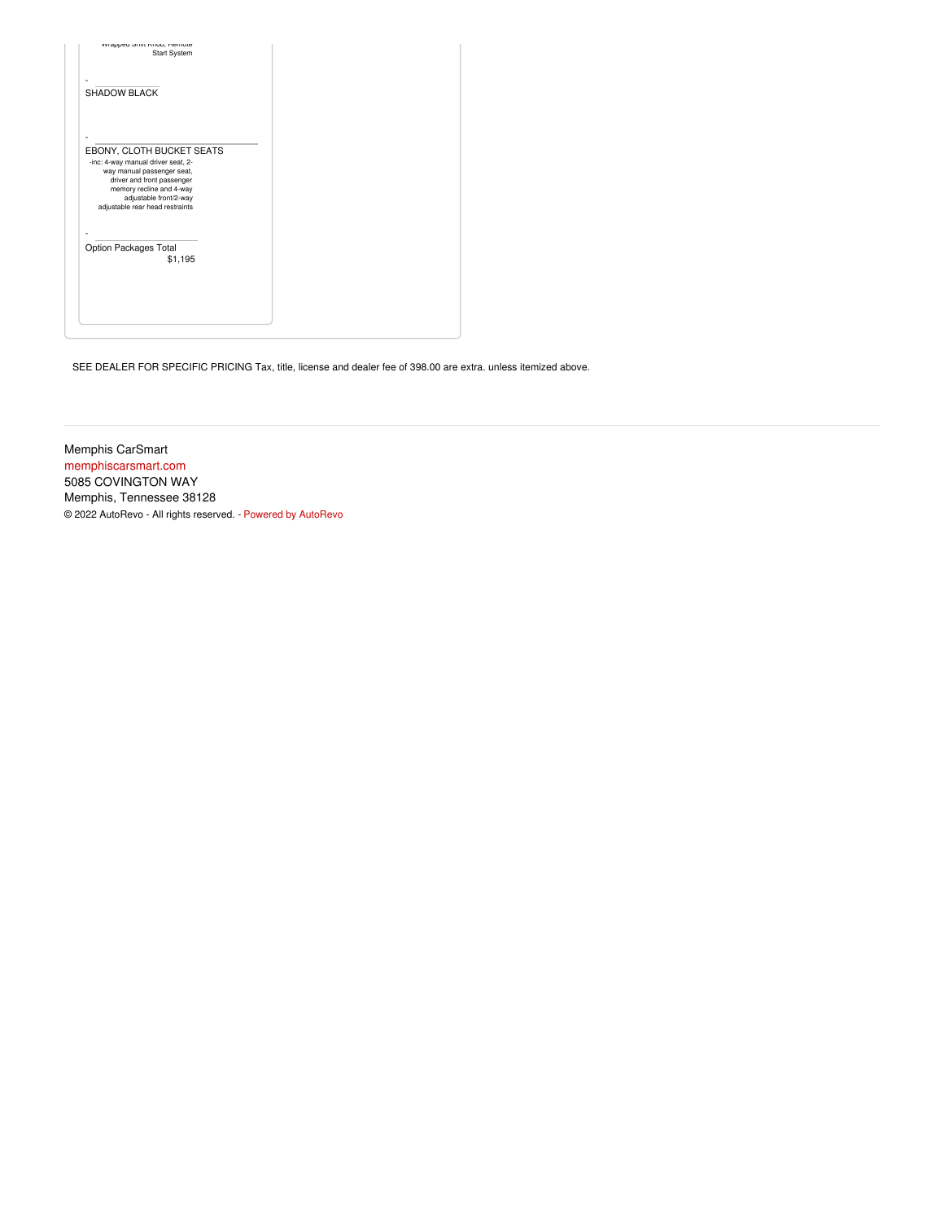Wrapped Shift Knob, Remote Start System

-

SHADOW BLACK

-

EBONY, CLOTH BUCKET SEATS

-inc: 4-way manual driver seat, 2-way manual passenger seat, driver and front passenger memory recline and 4-way adjustable front/2-way adjustable rear head restraints

-

Option Packages Total

$1,195

SEE DEALER FOR SPECIFIC PRICING Tax, title, license and dealer fee of 398.00 are extra. unless itemized above.

---

Memphis CarSmart
memphiscarsmart.com
5085 COVINGTON WAY
Memphis, Tennessee 38128
© 2022 AutoRevo - All rights reserved. - Powered by AutoRevo